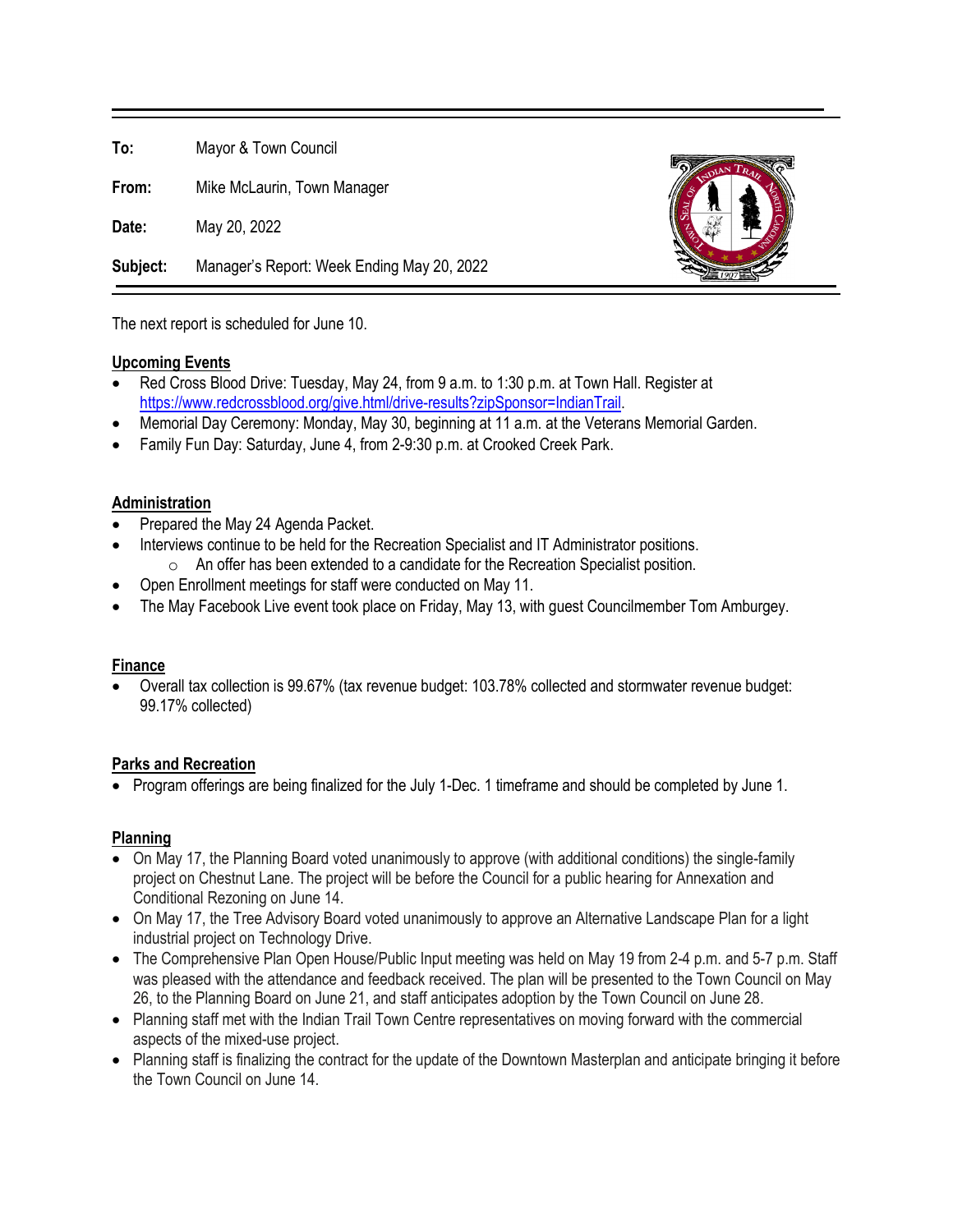**To:** Mayor & Town Council

**From:** Mike McLaurin, Town Manager

**Date:** May 20, 2022

**Subject:** Manager's Report: Week Ending May 20, 2022

---

The next report is scheduled for June 10.

## Upcoming Events

- Red Cross Blood Drive: Tuesday, May 24, from 9 a.m. to 1:30 p.m. at Town Hall. Register at https://www.redcrossblood.org/give.html/drive-results?zipSponsor=IndianTrail.
- Memorial Day Ceremony: Monday, May 30, beginning at 11 a.m. at the Veterans Memorial Garden.
- Family Fun Day: Saturday, June 4, from 2-9:30 p.m. at Crooked Creek Park.

## Administration

- Prepared the May 24 Agenda Packet.
- Interviews continue to be held for the Recreation Specialist and IT Administrator positions.
  - An offer has been extended to a candidate for the Recreation Specialist position.
- Open Enrollment meetings for staff were conducted on May 11.
- The May Facebook Live event took place on Friday, May 13, with guest Councilmember Tom Amburgey.

## Finance

- Overall tax collection is 99.67% (tax revenue budget: 103.78% collected and stormwater revenue budget: 99.17% collected)

## Parks and Recreation

- Program offerings are being finalized for the July 1-Dec. 1 timeframe and should be completed by June 1.

## Planning

- On May 17, the Planning Board voted unanimously to approve (with additional conditions) the single-family project on Chestnut Lane. The project will be before the Council for a public hearing for Annexation and Conditional Rezoning on June 14.
- On May 17, the Tree Advisory Board voted unanimously to approve an Alternative Landscape Plan for a light industrial project on Technology Drive.
- The Comprehensive Plan Open House/Public Input meeting was held on May 19 from 2-4 p.m. and 5-7 p.m. Staff was pleased with the attendance and feedback received. The plan will be presented to the Town Council on May 26, to the Planning Board on June 21, and staff anticipates adoption by the Town Council on June 28.
- Planning staff met with the Indian Trail Town Centre representatives on moving forward with the commercial aspects of the mixed-use project.
- Planning staff is finalizing the contract for the update of the Downtown Masterplan and anticipate bringing it before the Town Council on June 14.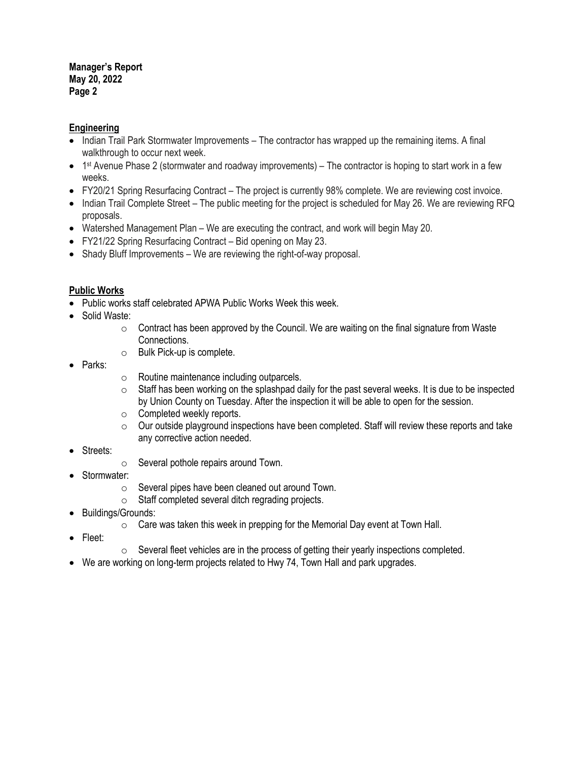## Engineering

- Indian Trail Park Stormwater Improvements – The contractor has wrapped up the remaining items. A final walkthrough to occur next week.
- 1st Avenue Phase 2 (stormwater and roadway improvements) – The contractor is hoping to start work in a few weeks.
- FY20/21 Spring Resurfacing Contract – The project is currently 98% complete. We are reviewing cost invoice.
- Indian Trail Complete Street – The public meeting for the project is scheduled for May 26. We are reviewing RFQ proposals.
- Watershed Management Plan – We are executing the contract, and work will begin May 20.
- FY21/22 Spring Resurfacing Contract – Bid opening on May 23.
- Shady Bluff Improvements – We are reviewing the right-of-way proposal.

## Public Works

- Public works staff celebrated APWA Public Works Week this week.
- Solid Waste:
    - Contract has been approved by the Council. We are waiting on the final signature from Waste Connections.
    - Bulk Pick-up is complete.
- Parks:
    - Routine maintenance including outparcels.
    - Staff has been working on the splashpad daily for the past several weeks. It is due to be inspected by Union County on Tuesday. After the inspection it will be able to open for the session.
    - Completed weekly reports.
    - Our outside playground inspections have been completed. Staff will review these reports and take any corrective action needed.
- Streets:
    - Several pothole repairs around Town.
- Stormwater:
    - Several pipes have been cleaned out around Town.
    - Staff completed several ditch regrading projects.
- Buildings/Grounds:
    - Care was taken this week in prepping for the Memorial Day event at Town Hall.
- Fleet:
    - Several fleet vehicles are in the process of getting their yearly inspections completed.
- We are working on long-term projects related to Hwy 74, Town Hall and park upgrades.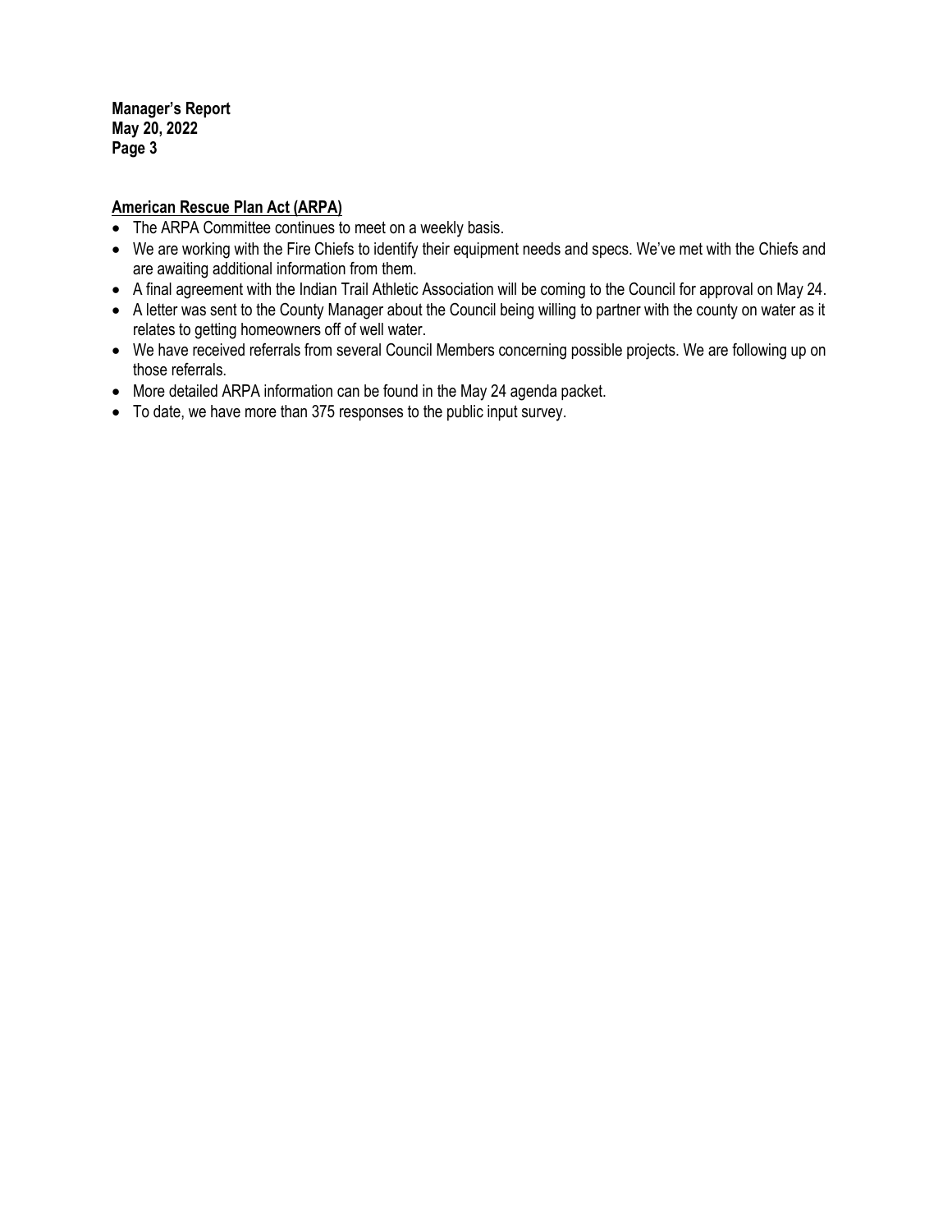## American Rescue Plan Act (ARPA)

- The ARPA Committee continues to meet on a weekly basis.
- We are working with the Fire Chiefs to identify their equipment needs and specs. We've met with the Chiefs and are awaiting additional information from them.
- A final agreement with the Indian Trail Athletic Association will be coming to the Council for approval on May 24.
- A letter was sent to the County Manager about the Council being willing to partner with the county on water as it relates to getting homeowners off of well water.
- We have received referrals from several Council Members concerning possible projects. We are following up on those referrals.
- More detailed ARPA information can be found in the May 24 agenda packet.
- To date, we have more than 375 responses to the public input survey.